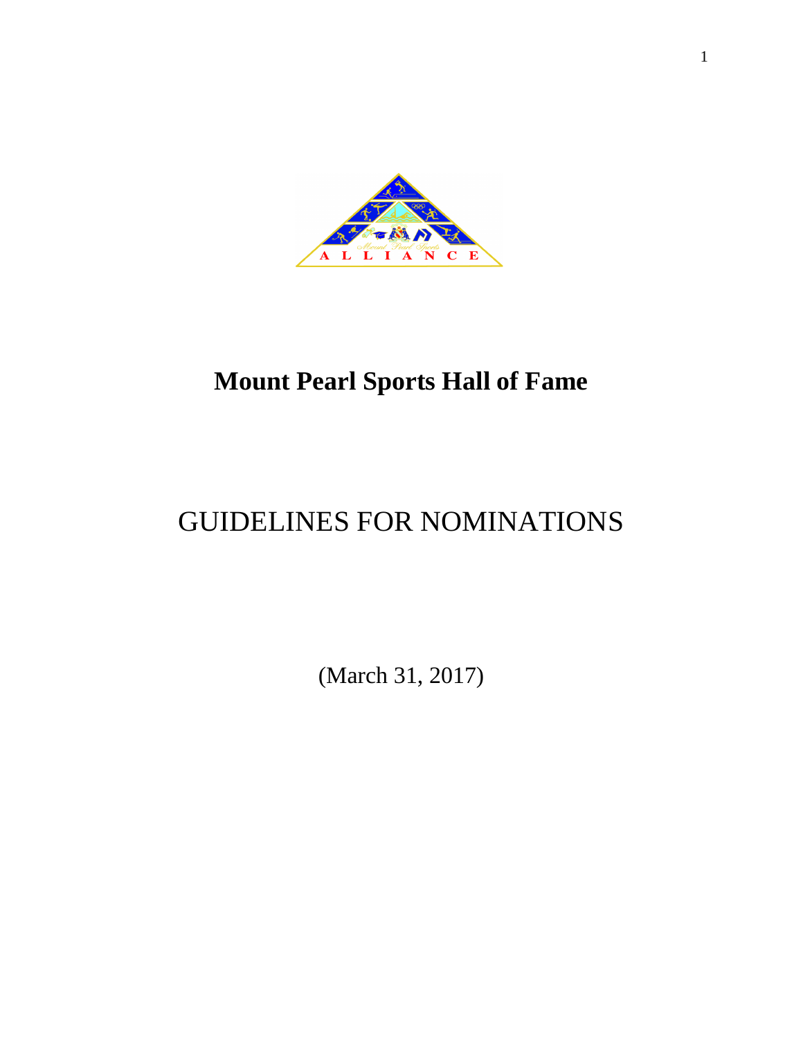# Mount Pearl Sports Hall of Fame

## GUIDELINES FOR NOMINATIONS

(March 31, 2017)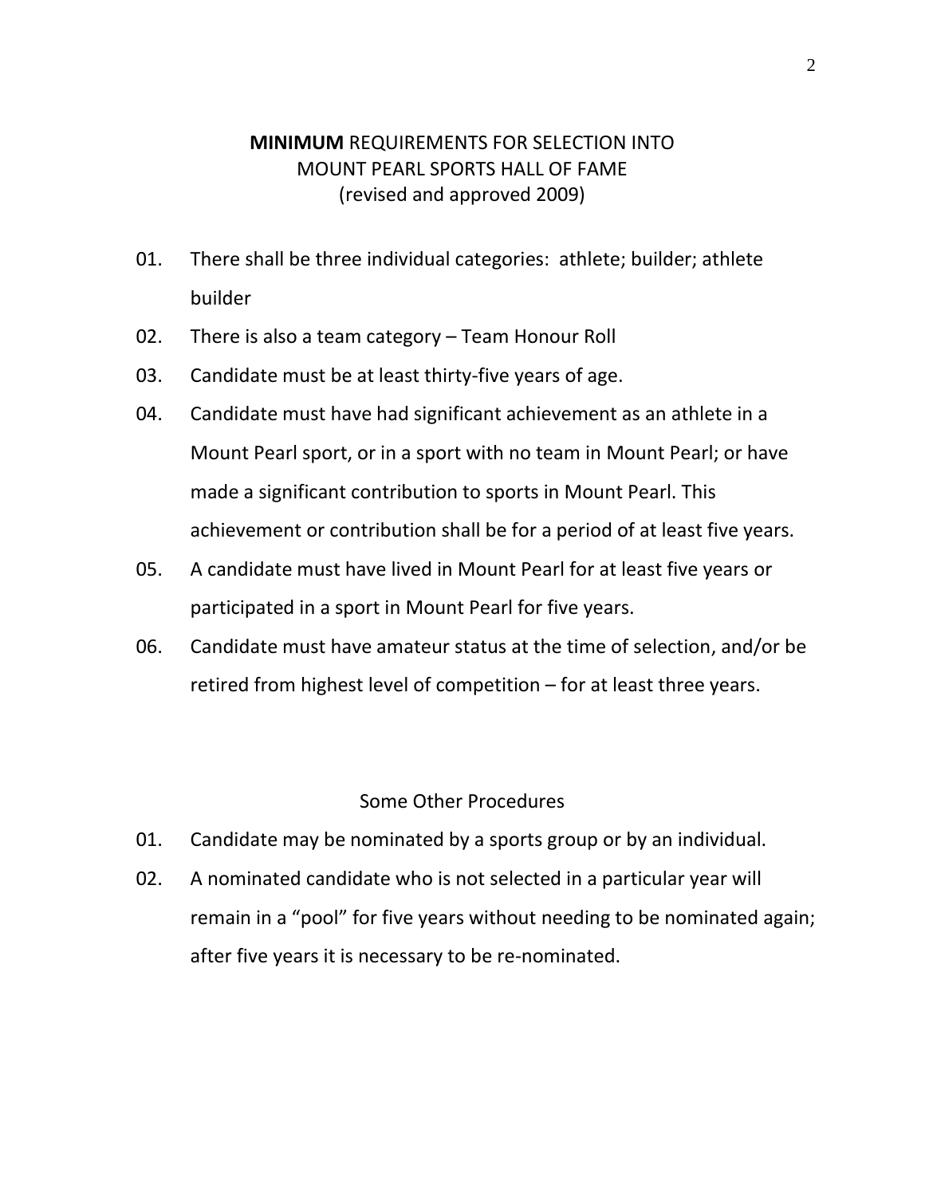## **MINIMUM** REQUIREMENTS FOR SELECTION INTO MOUNT PEARL SPORTS HALL OF FAME
(revised and approved 2009)

01. There shall be three individual categories: athlete; builder; athlete builder
02. There is also a team category – Team Honour Roll
03. Candidate must be at least thirty-five years of age.
04. Candidate must have had significant achievement as an athlete in a Mount Pearl sport, or in a sport with no team in Mount Pearl; or have made a significant contribution to sports in Mount Pearl. This achievement or contribution shall be for a period of at least five years.
05. A candidate must have lived in Mount Pearl for at least five years or participated in a sport in Mount Pearl for five years.
06. Candidate must have amateur status at the time of selection, and/or be retired from highest level of competition – for at least three years.

## Some Other Procedures

01. Candidate may be nominated by a sports group or by an individual.
02. A nominated candidate who is not selected in a particular year will remain in a "pool" for five years without needing to be nominated again; after five years it is necessary to be re-nominated.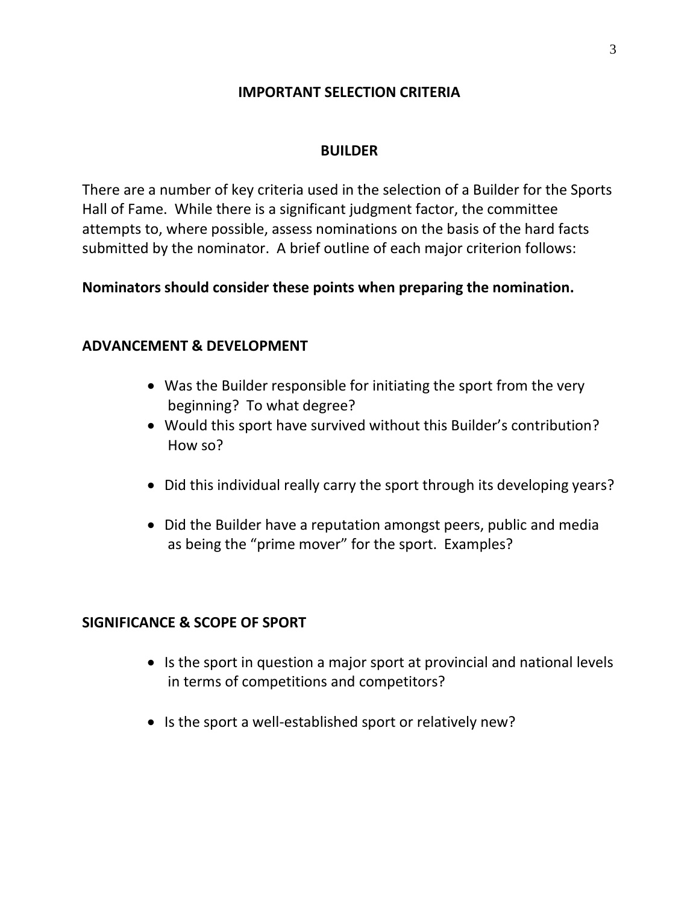# IMPORTANT SELECTION CRITERIA

## BUILDER

There are a number of key criteria used in the selection of a Builder for the Sports Hall of Fame. While there is a significant judgment factor, the committee attempts to, where possible, assess nominations on the basis of the hard facts submitted by the nominator. A brief outline of each major criterion follows:

**Nominators should consider these points when preparing the nomination.**

### ADVANCEMENT & DEVELOPMENT

- Was the Builder responsible for initiating the sport from the very beginning? To what degree?
- Would this sport have survived without this Builder's contribution? How so?
- Did this individual really carry the sport through its developing years?
- Did the Builder have a reputation amongst peers, public and media as being the "prime mover" for the sport. Examples?

### SIGNIFICANCE & SCOPE OF SPORT

- Is the sport in question a major sport at provincial and national levels in terms of competitions and competitors?
- Is the sport a well-established sport or relatively new?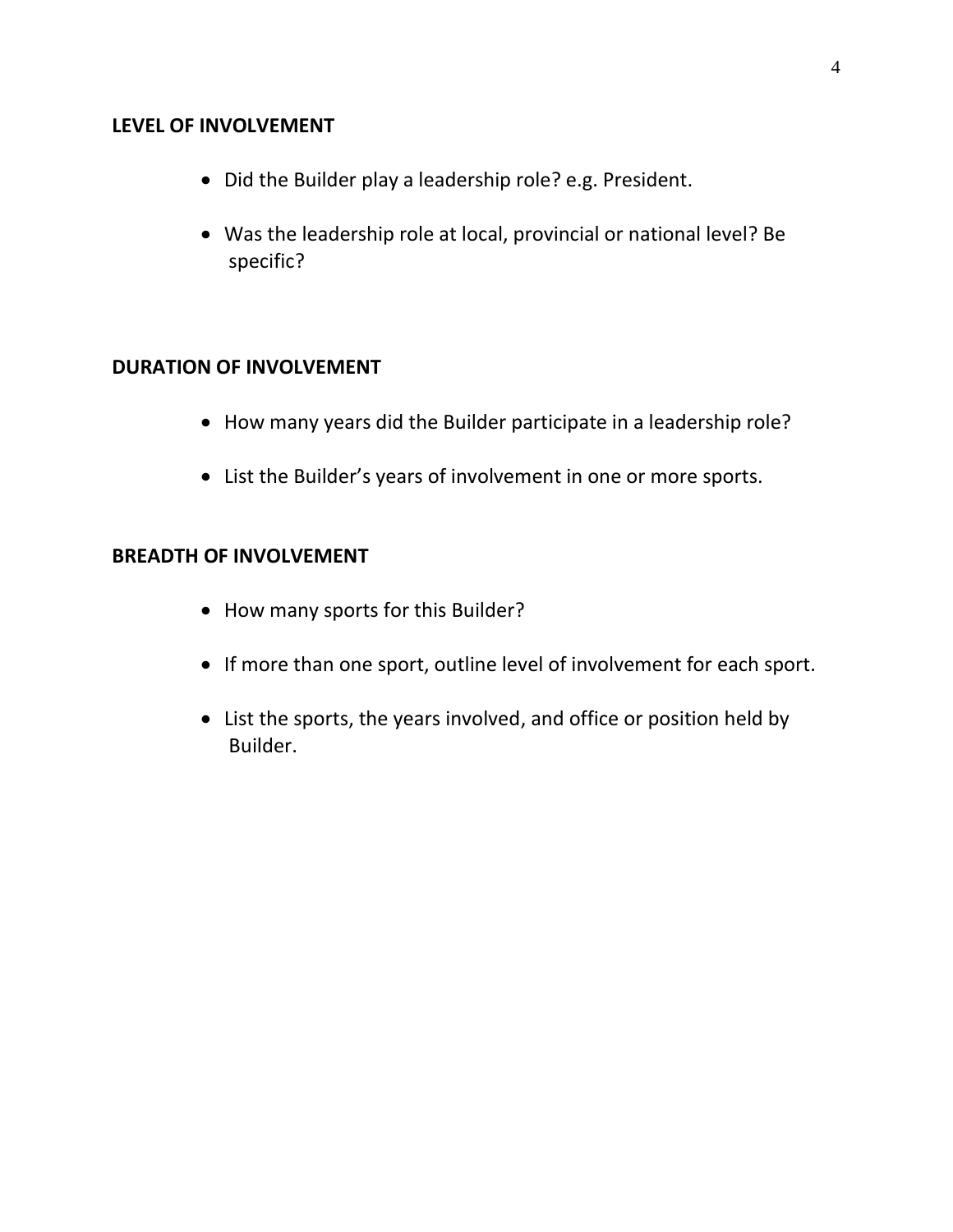**LEVEL OF INVOLVEMENT**

- Did the Builder play a leadership role? e.g. President.
- Was the leadership role at local, provincial or national level? Be specific?

**DURATION OF INVOLVEMENT**

- How many years did the Builder participate in a leadership role?
- List the Builder's years of involvement in one or more sports.

**BREADTH OF INVOLVEMENT**

- How many sports for this Builder?
- If more than one sport, outline level of involvement for each sport.
- List the sports, the years involved, and office or position held by Builder.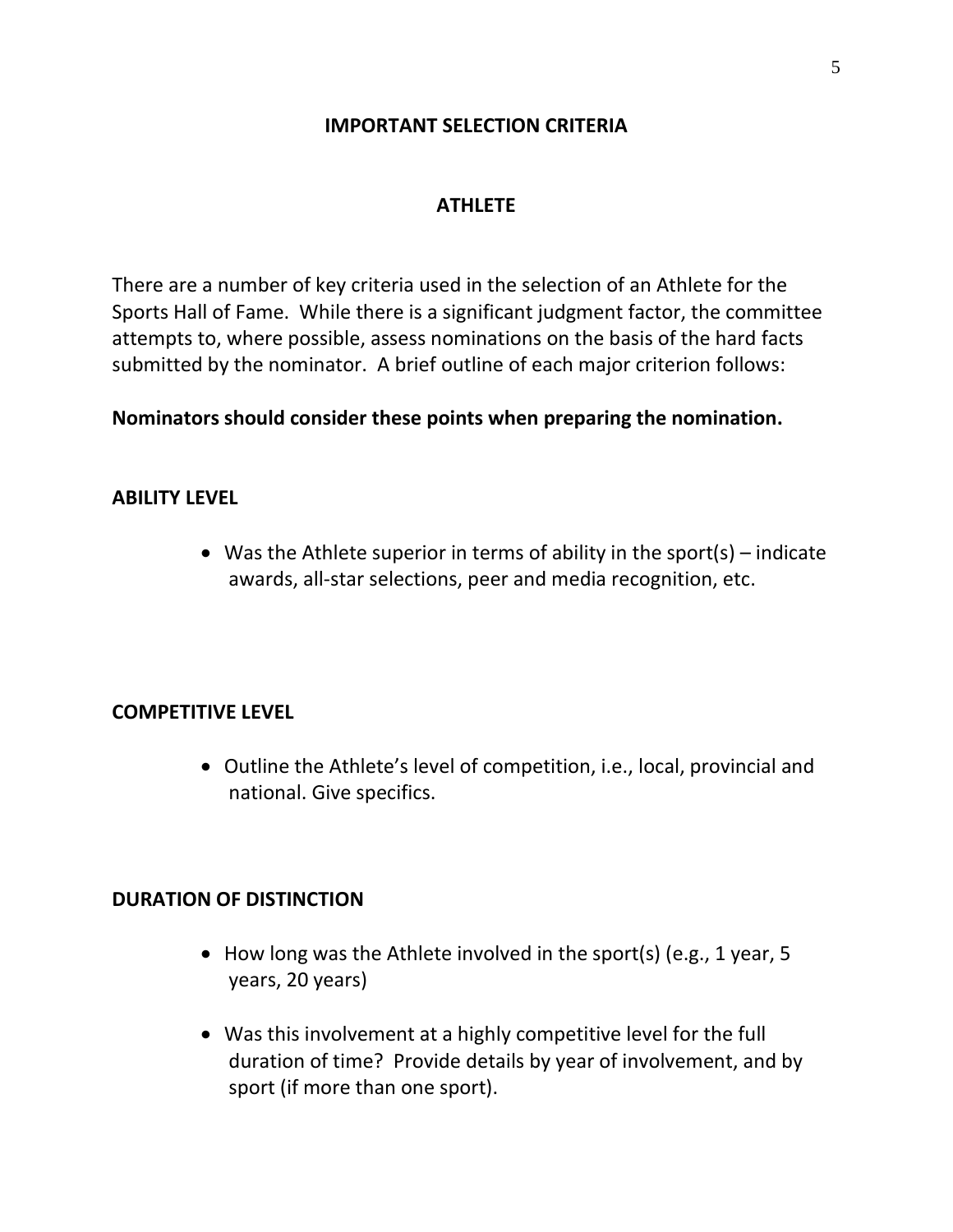## IMPORTANT SELECTION CRITERIA

## ATHLETE

There are a number of key criteria used in the selection of an Athlete for the Sports Hall of Fame. While there is a significant judgment factor, the committee attempts to, where possible, assess nominations on the basis of the hard facts submitted by the nominator. A brief outline of each major criterion follows:

**Nominators should consider these points when preparing the nomination.**

### ABILITY LEVEL

- Was the Athlete superior in terms of ability in the sport(s) – indicate awards, all-star selections, peer and media recognition, etc.

### COMPETITIVE LEVEL

- Outline the Athlete's level of competition, i.e., local, provincial and national. Give specifics.

### DURATION OF DISTINCTION

- How long was the Athlete involved in the sport(s) (e.g., 1 year, 5 years, 20 years)
- Was this involvement at a highly competitive level for the full duration of time? Provide details by year of involvement, and by sport (if more than one sport).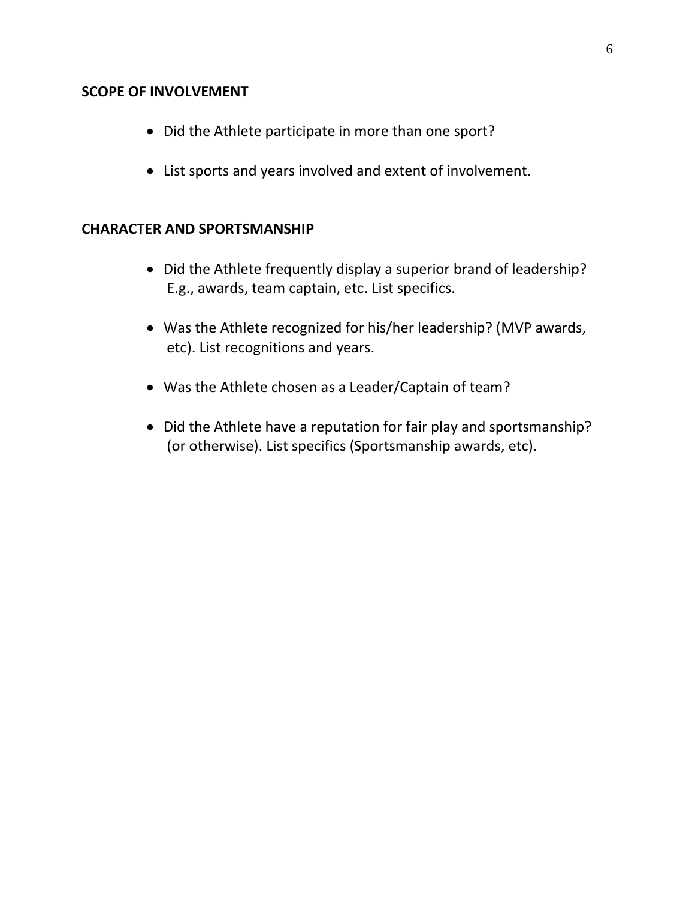**SCOPE OF INVOLVEMENT**

- Did the Athlete participate in more than one sport?
- List sports and years involved and extent of involvement.

**CHARACTER AND SPORTSMANSHIP**

- Did the Athlete frequently display a superior brand of leadership? E.g., awards, team captain, etc. List specifics.
- Was the Athlete recognized for his/her leadership? (MVP awards, etc). List recognitions and years.
- Was the Athlete chosen as a Leader/Captain of team?
- Did the Athlete have a reputation for fair play and sportsmanship? (or otherwise). List specifics (Sportsmanship awards, etc).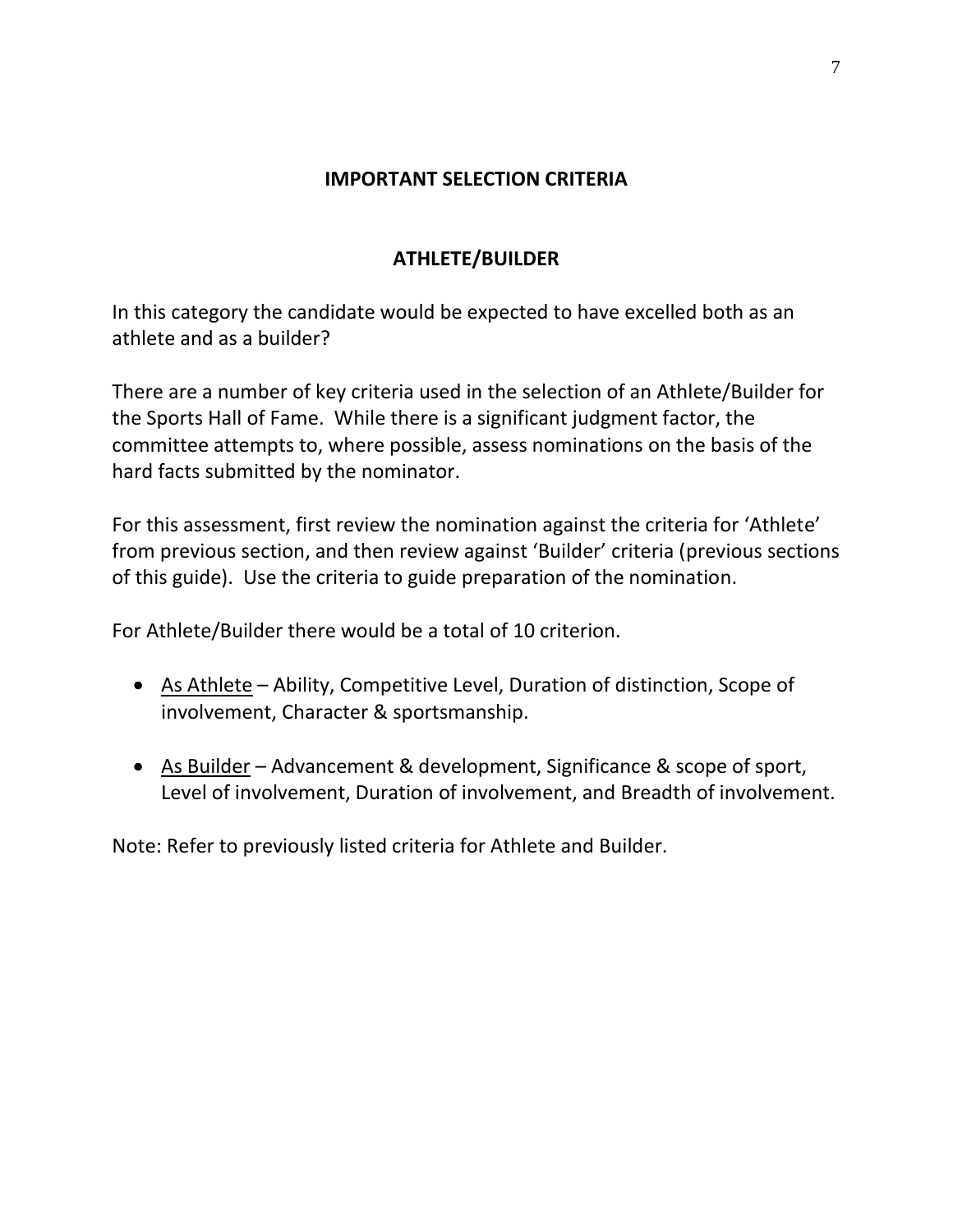## IMPORTANT SELECTION CRITERIA

### ATHLETE/BUILDER

In this category the candidate would be expected to have excelled both as an athlete and as a builder?

There are a number of key criteria used in the selection of an Athlete/Builder for the Sports Hall of Fame. While there is a significant judgment factor, the committee attempts to, where possible, assess nominations on the basis of the hard facts submitted by the nominator.

For this assessment, first review the nomination against the criteria for 'Athlete' from previous section, and then review against 'Builder' criteria (previous sections of this guide). Use the criteria to guide preparation of the nomination.

For Athlete/Builder there would be a total of 10 criterion.

- <u>As Athlete</u> – Ability, Competitive Level, Duration of distinction, Scope of involvement, Character & sportsmanship.
- <u>As Builder</u> – Advancement & development, Significance & scope of sport, Level of involvement, Duration of involvement, and Breadth of involvement.

Note: Refer to previously listed criteria for Athlete and Builder.